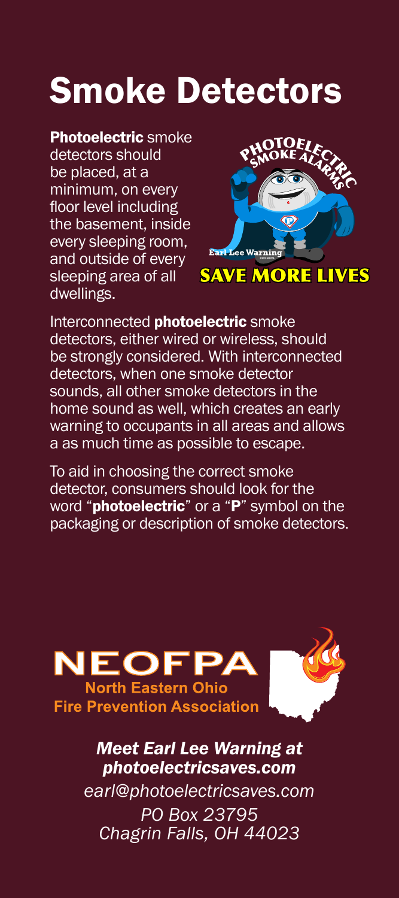# Smoke Detectors

**Photoelectric** smoke detectors should be placed, at a minimum, on every floor level including the basement, inside every sleeping room, and outside of every sleeping area of all dwellings.

PHOTOELECTRIC SMOKE ALARMS

Earl Lee Warning

SAVE MORE LIVES

Interconnected **photoelectric** smoke detectors, either wired or wireless, should be strongly considered. With interconnected detectors, when one smoke detector sounds, all other smoke detectors in the home sound as well, which creates an early warning to occupants in all areas and allows a as much time as possible to escape.

To aid in choosing the correct smoke detector, consumers should look for the word "**photoelectric**" or a "**P**" symbol on the packaging or description of smoke detectors.

**NEOFPA**
**North Eastern Ohio Fire Prevention Association**

***Meet Earl Lee Warning at photoelectricsaves.com***

*earl@photoelectricsaves.com*

*PO Box 23795*
*Chagrin Falls, OH 44023*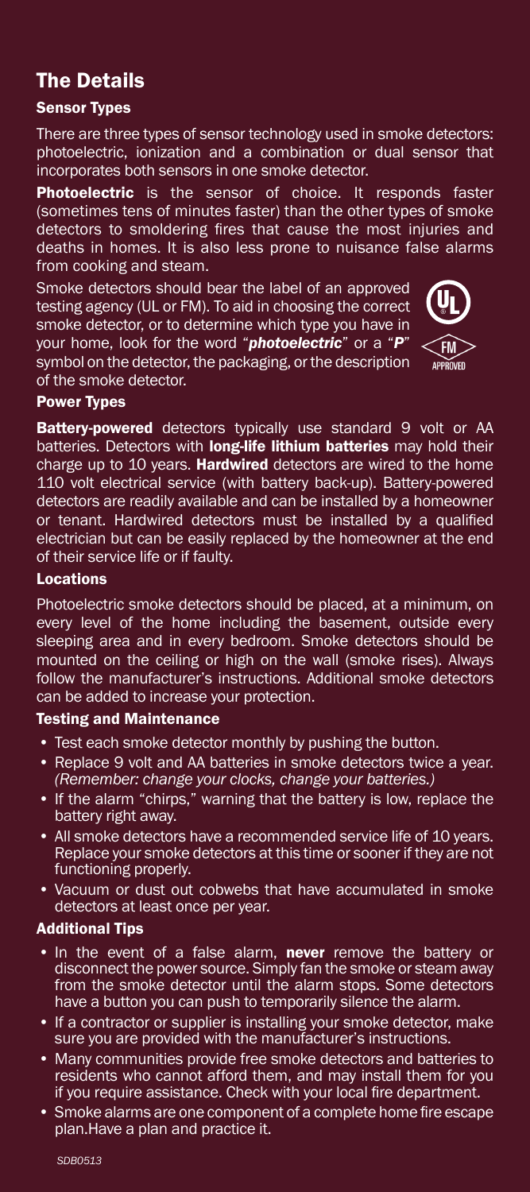## The Details

### Sensor Types

There are three types of sensor technology used in smoke detectors: photoelectric, ionization and a combination or dual sensor that incorporates both sensors in one smoke detector.

**Photoelectric** is the sensor of choice. It responds faster (sometimes tens of minutes faster) than the other types of smoke detectors to smoldering fires that cause the most injuries and deaths in homes. It is also less prone to nuisance false alarms from cooking and steam.

Smoke detectors should bear the label of an approved testing agency (UL or FM). To aid in choosing the correct smoke detector, or to determine which type you have in your home, look for the word "***photoelectric***" or a "***P***" symbol on the detector, the packaging, or the description of the smoke detector.

### Power Types

**Battery-powered** detectors typically use standard 9 volt or AA batteries. Detectors with **long-life lithium batteries** may hold their charge up to 10 years. **Hardwired** detectors are wired to the home 110 volt electrical service (with battery back-up). Battery-powered detectors are readily available and can be installed by a homeowner or tenant. Hardwired detectors must be installed by a qualified electrician but can be easily replaced by the homeowner at the end of their service life or if faulty.

### Locations

Photoelectric smoke detectors should be placed, at a minimum, on every level of the home including the basement, outside every sleeping area and in every bedroom. Smoke detectors should be mounted on the ceiling or high on the wall (smoke rises). Always follow the manufacturer's instructions. Additional smoke detectors can be added to increase your protection.

### Testing and Maintenance

- Test each smoke detector monthly by pushing the button.
- Replace 9 volt and AA batteries in smoke detectors twice a year. *(Remember: change your clocks, change your batteries.)*
- If the alarm "chirps," warning that the battery is low, replace the battery right away.
- All smoke detectors have a recommended service life of 10 years. Replace your smoke detectors at this time or sooner if they are not functioning properly.
- Vacuum or dust out cobwebs that have accumulated in smoke detectors at least once per year.

### Additional Tips

- In the event of a false alarm, **never** remove the battery or disconnect the power source. Simply fan the smoke or steam away from the smoke detector until the alarm stops. Some detectors have a button you can push to temporarily silence the alarm.
- If a contractor or supplier is installing your smoke detector, make sure you are provided with the manufacturer's instructions.
- Many communities provide free smoke detectors and batteries to residents who cannot afford them, and may install them for you if you require assistance. Check with your local fire department.
- Smoke alarms are one component of a complete home fire escape plan.Have a plan and practice it.

*SDB0513*